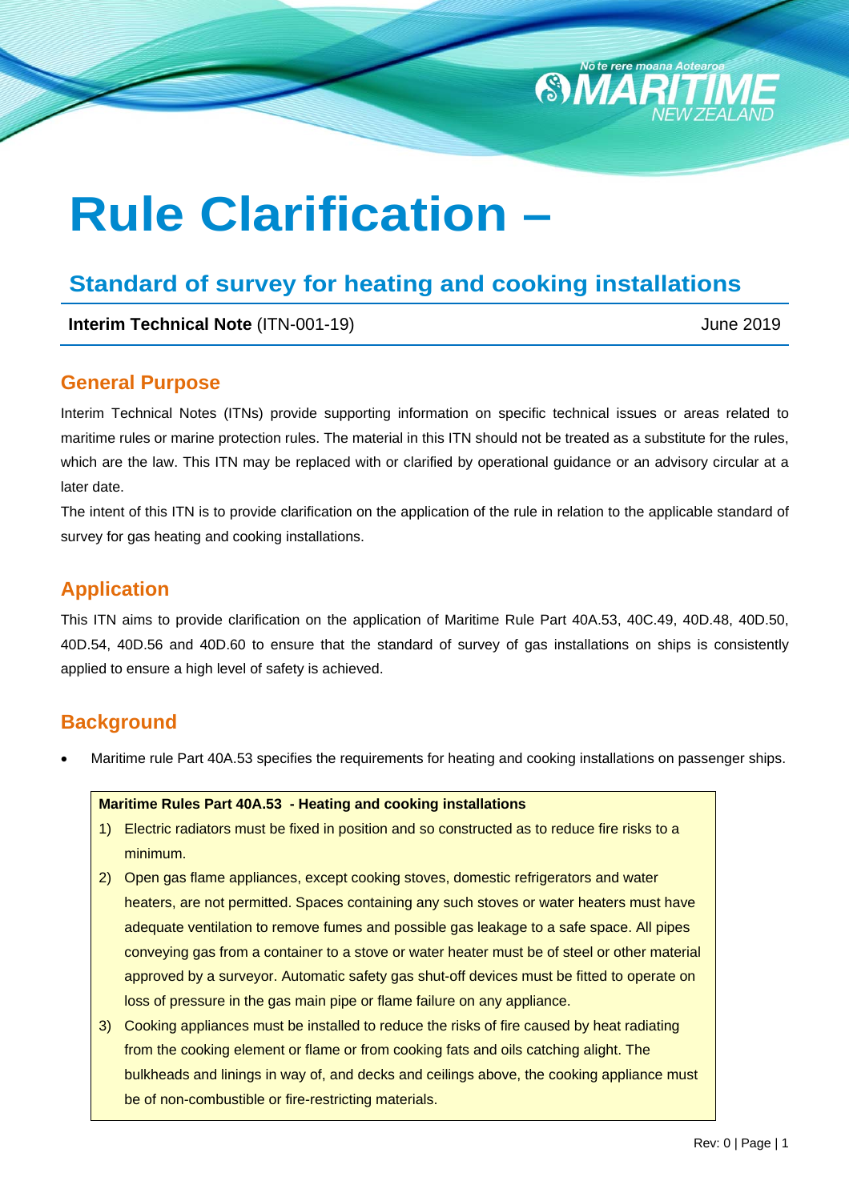# Rule Clarification –

## Standard of survey for heating and cooking installations

**Interim Technical Note** (ITN-001-19) June 2019

## General Purpose

Interim Technical Notes (ITNs) provide supporting information on specific technical issues or areas related to maritime rules or marine protection rules. The material in this ITN should not be treated as a substitute for the rules, which are the law. This ITN may be replaced with or clarified by operational guidance or an advisory circular at a later date.

The intent of this ITN is to provide clarification on the application of the rule in relation to the applicable standard of survey for gas heating and cooking installations.

## Application

This ITN aims to provide clarification on the application of Maritime Rule Part 40A.53, 40C.49, 40D.48, 40D.50, 40D.54, 40D.56 and 40D.60 to ensure that the standard of survey of gas installations on ships is consistently applied to ensure a high level of safety is achieved.

## Background

- Maritime rule Part 40A.53 specifies the requirements for heating and cooking installations on passenger ships.

> **Maritime Rules Part 40A.53 - Heating and cooking installations**
>
> 1) Electric radiators must be fixed in position and so constructed as to reduce fire risks to a minimum.
> 2) Open gas flame appliances, except cooking stoves, domestic refrigerators and water heaters, are not permitted. Spaces containing any such stoves or water heaters must have adequate ventilation to remove fumes and possible gas leakage to a safe space. All pipes conveying gas from a container to a stove or water heater must be of steel or other material approved by a surveyor. Automatic safety gas shut-off devices must be fitted to operate on loss of pressure in the gas main pipe or flame failure on any appliance.
> 3) Cooking appliances must be installed to reduce the risks of fire caused by heat radiating from the cooking element or flame or from cooking fats and oils catching alight. The bulkheads and linings in way of, and decks and ceilings above, the cooking appliance must be of non-combustible or fire-restricting materials.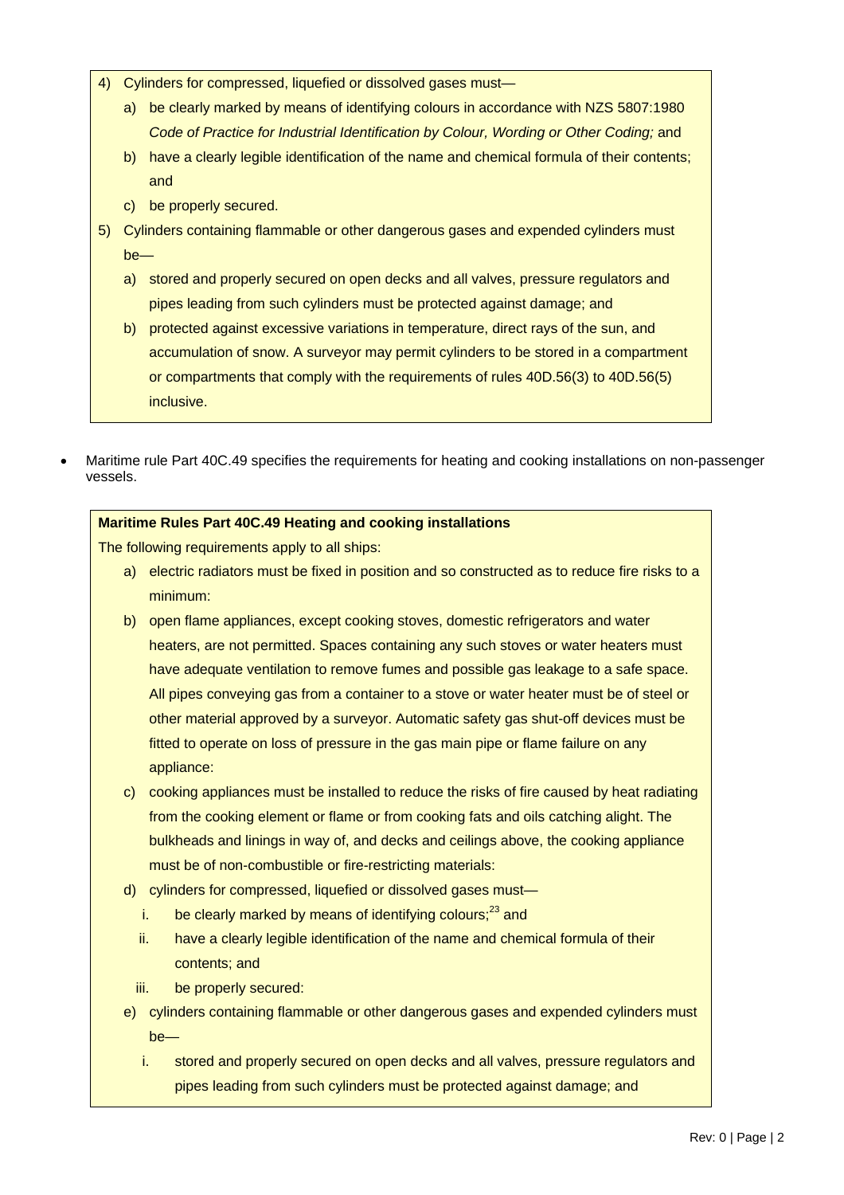4) Cylinders for compressed, liquefied or dissolved gases must—
   a) be clearly marked by means of identifying colours in accordance with NZS 5807:1980 *Code of Practice for Industrial Identification by Colour, Wording or Other Coding;* and
   b) have a clearly legible identification of the name and chemical formula of their contents; and
   c) be properly secured.
5) Cylinders containing flammable or other dangerous gases and expended cylinders must be—
   a) stored and properly secured on open decks and all valves, pressure regulators and pipes leading from such cylinders must be protected against damage; and
   b) protected against excessive variations in temperature, direct rays of the sun, and accumulation of snow. A surveyor may permit cylinders to be stored in a compartment or compartments that comply with the requirements of rules 40D.56(3) to 40D.56(5) inclusive.

- Maritime rule Part 40C.49 specifies the requirements for heating and cooking installations on non-passenger vessels.

**Maritime Rules Part 40C.49 Heating and cooking installations**

The following requirements apply to all ships:

a) electric radiators must be fixed in position and so constructed as to reduce fire risks to a minimum:
b) open flame appliances, except cooking stoves, domestic refrigerators and water heaters, are not permitted. Spaces containing any such stoves or water heaters must have adequate ventilation to remove fumes and possible gas leakage to a safe space. All pipes conveying gas from a container to a stove or water heater must be of steel or other material approved by a surveyor. Automatic safety gas shut-off devices must be fitted to operate on loss of pressure in the gas main pipe or flame failure on any appliance:
c) cooking appliances must be installed to reduce the risks of fire caused by heat radiating from the cooking element or flame or from cooking fats and oils catching alight. The bulkheads and linings in way of, and decks and ceilings above, the cooking appliance must be of non-combustible or fire-restricting materials:
d) cylinders for compressed, liquefied or dissolved gases must—
   i. be clearly marked by means of identifying colours;[23] and
   ii. have a clearly legible identification of the name and chemical formula of their contents; and
   iii. be properly secured:
e) cylinders containing flammable or other dangerous gases and expended cylinders must be—
   i. stored and properly secured on open decks and all valves, pressure regulators and pipes leading from such cylinders must be protected against damage; and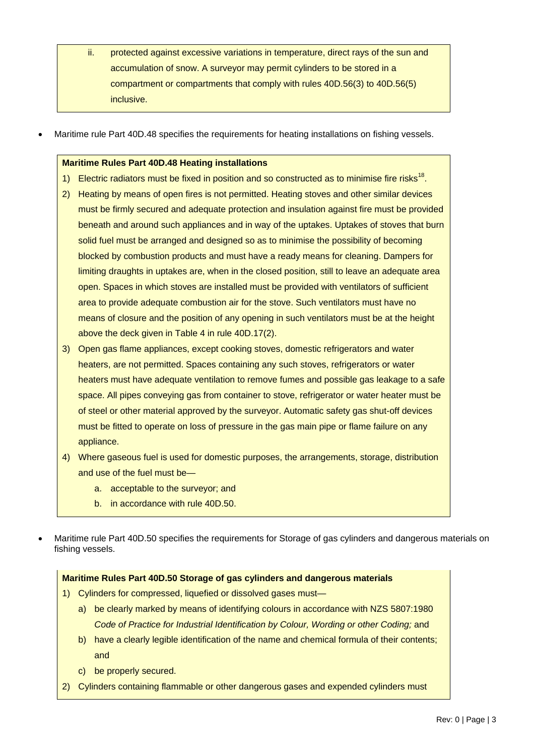ii. protected against excessive variations in temperature, direct rays of the sun and accumulation of snow. A surveyor may permit cylinders to be stored in a compartment or compartments that comply with rules 40D.56(3) to 40D.56(5) inclusive.

- Maritime rule Part 40D.48 specifies the requirements for heating installations on fishing vessels.

**Maritime Rules Part 40D.48 Heating installations**

1) Electric radiators must be fixed in position and so constructed as to minimise fire risks[18].
2) Heating by means of open fires is not permitted. Heating stoves and other similar devices must be firmly secured and adequate protection and insulation against fire must be provided beneath and around such appliances and in way of the uptakes. Uptakes of stoves that burn solid fuel must be arranged and designed so as to minimise the possibility of becoming blocked by combustion products and must have a ready means for cleaning. Dampers for limiting draughts in uptakes are, when in the closed position, still to leave an adequate area open. Spaces in which stoves are installed must be provided with ventilators of sufficient area to provide adequate combustion air for the stove. Such ventilators must have no means of closure and the position of any opening in such ventilators must be at the height above the deck given in Table 4 in rule 40D.17(2).
3) Open gas flame appliances, except cooking stoves, domestic refrigerators and water heaters, are not permitted. Spaces containing any such stoves, refrigerators or water heaters must have adequate ventilation to remove fumes and possible gas leakage to a safe space. All pipes conveying gas from container to stove, refrigerator or water heater must be of steel or other material approved by the surveyor. Automatic safety gas shut-off devices must be fitted to operate on loss of pressure in the gas main pipe or flame failure on any appliance.
4) Where gaseous fuel is used for domestic purposes, the arrangements, storage, distribution and use of the fuel must be—
   a. acceptable to the surveyor; and
   b. in accordance with rule 40D.50.

- Maritime rule Part 40D.50 specifies the requirements for Storage of gas cylinders and dangerous materials on fishing vessels.

**Maritime Rules Part 40D.50 Storage of gas cylinders and dangerous materials**

1) Cylinders for compressed, liquefied or dissolved gases must—
   a) be clearly marked by means of identifying colours in accordance with NZS 5807:1980 *Code of Practice for Industrial Identification by Colour, Wording or other Coding;* and
   b) have a clearly legible identification of the name and chemical formula of their contents; and
   c) be properly secured.
2) Cylinders containing flammable or other dangerous gases and expended cylinders must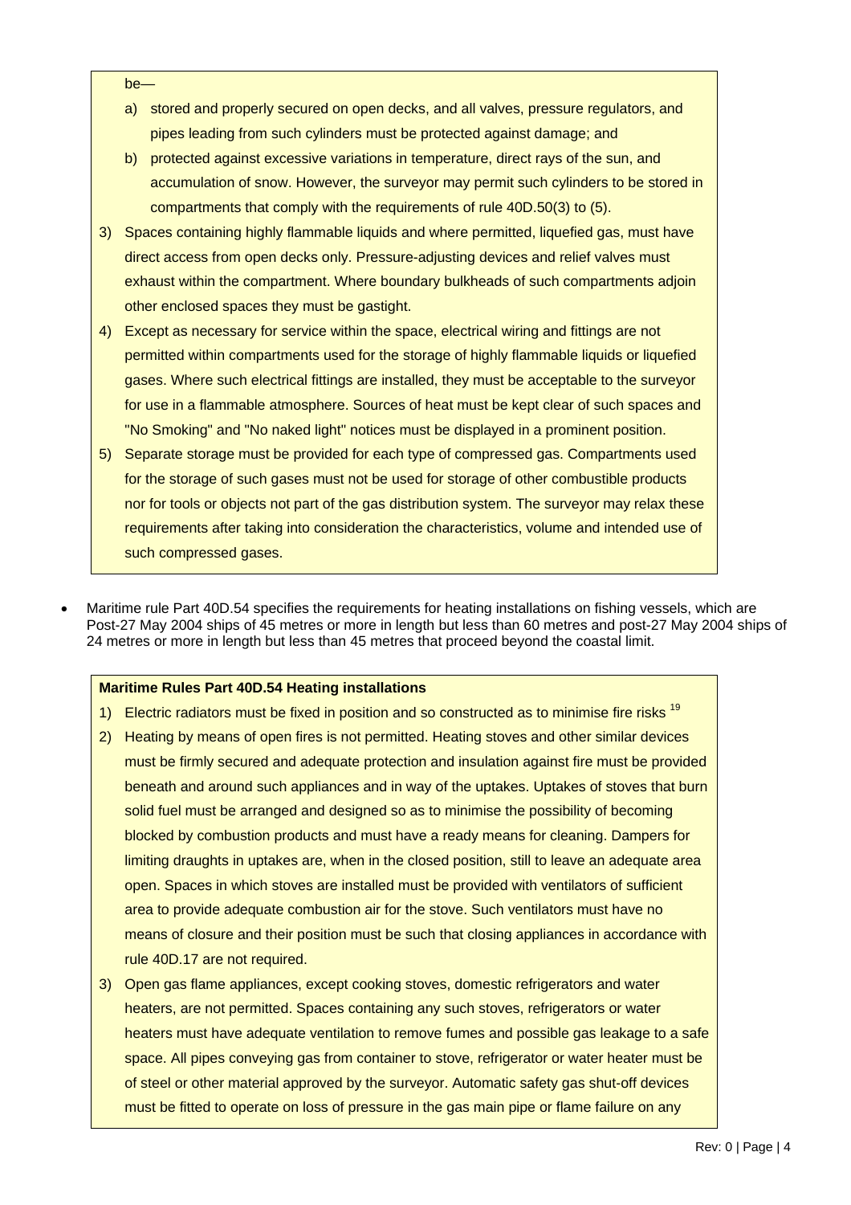be—

a) stored and properly secured on open decks, and all valves, pressure regulators, and pipes leading from such cylinders must be protected against damage; and
b) protected against excessive variations in temperature, direct rays of the sun, and accumulation of snow. However, the surveyor may permit such cylinders to be stored in compartments that comply with the requirements of rule 40D.50(3) to (5).

3) Spaces containing highly flammable liquids and where permitted, liquefied gas, must have direct access from open decks only. Pressure-adjusting devices and relief valves must exhaust within the compartment. Where boundary bulkheads of such compartments adjoin other enclosed spaces they must be gastight.
4) Except as necessary for service within the space, electrical wiring and fittings are not permitted within compartments used for the storage of highly flammable liquids or liquefied gases. Where such electrical fittings are installed, they must be acceptable to the surveyor for use in a flammable atmosphere. Sources of heat must be kept clear of such spaces and "No Smoking" and "No naked light" notices must be displayed in a prominent position.
5) Separate storage must be provided for each type of compressed gas. Compartments used for the storage of such gases must not be used for storage of other combustible products nor for tools or objects not part of the gas distribution system. The surveyor may relax these requirements after taking into consideration the characteristics, volume and intended use of such compressed gases.

- Maritime rule Part 40D.54 specifies the requirements for heating installations on fishing vessels, which are Post-27 May 2004 ships of 45 metres or more in length but less than 60 metres and post-27 May 2004 ships of 24 metres or more in length but less than 45 metres that proceed beyond the coastal limit.

**Maritime Rules Part 40D.54 Heating installations**

1) Electric radiators must be fixed in position and so constructed as to minimise fire risks [19]
2) Heating by means of open fires is not permitted. Heating stoves and other similar devices must be firmly secured and adequate protection and insulation against fire must be provided beneath and around such appliances and in way of the uptakes. Uptakes of stoves that burn solid fuel must be arranged and designed so as to minimise the possibility of becoming blocked by combustion products and must have a ready means for cleaning. Dampers for limiting draughts in uptakes are, when in the closed position, still to leave an adequate area open. Spaces in which stoves are installed must be provided with ventilators of sufficient area to provide adequate combustion air for the stove. Such ventilators must have no means of closure and their position must be such that closing appliances in accordance with rule 40D.17 are not required.
3) Open gas flame appliances, except cooking stoves, domestic refrigerators and water heaters, are not permitted. Spaces containing any such stoves, refrigerators or water heaters must have adequate ventilation to remove fumes and possible gas leakage to a safe space. All pipes conveying gas from container to stove, refrigerator or water heater must be of steel or other material approved by the surveyor. Automatic safety gas shut-off devices must be fitted to operate on loss of pressure in the gas main pipe or flame failure on any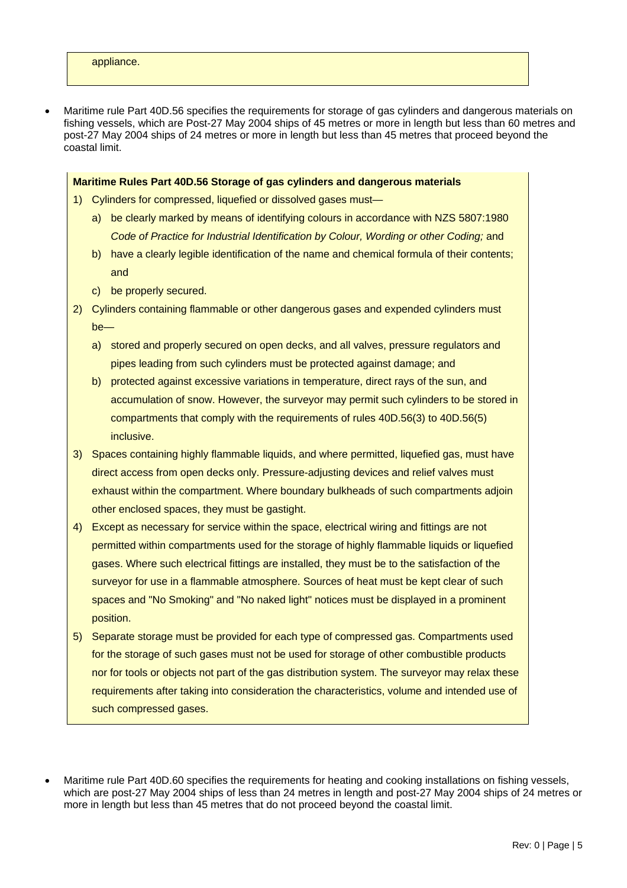appliance.

- Maritime rule Part 40D.56 specifies the requirements for storage of gas cylinders and dangerous materials on fishing vessels, which are Post-27 May 2004 ships of 45 metres or more in length but less than 60 metres and post-27 May 2004 ships of 24 metres or more in length but less than 45 metres that proceed beyond the coastal limit.

> **Maritime Rules Part 40D.56 Storage of gas cylinders and dangerous materials**
>
> 1) Cylinders for compressed, liquefied or dissolved gases must—
>    a) be clearly marked by means of identifying colours in accordance with NZS 5807:1980 *Code of Practice for Industrial Identification by Colour, Wording or other Coding;* and
>    b) have a clearly legible identification of the name and chemical formula of their contents; and
>    c) be properly secured.
> 2) Cylinders containing flammable or other dangerous gases and expended cylinders must be—
>    a) stored and properly secured on open decks, and all valves, pressure regulators and pipes leading from such cylinders must be protected against damage; and
>    b) protected against excessive variations in temperature, direct rays of the sun, and accumulation of snow. However, the surveyor may permit such cylinders to be stored in compartments that comply with the requirements of rules 40D.56(3) to 40D.56(5) inclusive.
> 3) Spaces containing highly flammable liquids, and where permitted, liquefied gas, must have direct access from open decks only. Pressure-adjusting devices and relief valves must exhaust within the compartment. Where boundary bulkheads of such compartments adjoin other enclosed spaces, they must be gastight.
> 4) Except as necessary for service within the space, electrical wiring and fittings are not permitted within compartments used for the storage of highly flammable liquids or liquefied gases. Where such electrical fittings are installed, they must be to the satisfaction of the surveyor for use in a flammable atmosphere. Sources of heat must be kept clear of such spaces and "No Smoking" and "No naked light" notices must be displayed in a prominent position.
> 5) Separate storage must be provided for each type of compressed gas. Compartments used for the storage of such gases must not be used for storage of other combustible products nor for tools or objects not part of the gas distribution system. The surveyor may relax these requirements after taking into consideration the characteristics, volume and intended use of such compressed gases.

- Maritime rule Part 40D.60 specifies the requirements for heating and cooking installations on fishing vessels, which are post-27 May 2004 ships of less than 24 metres in length and post-27 May 2004 ships of 24 metres or more in length but less than 45 metres that do not proceed beyond the coastal limit.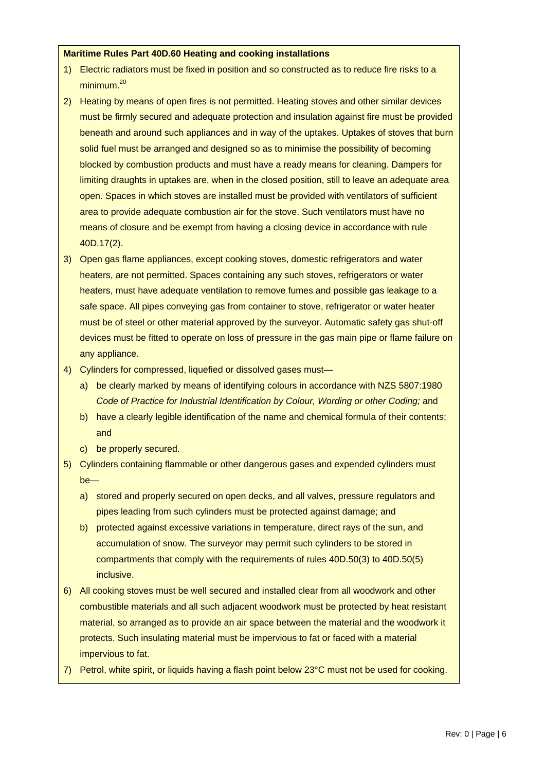**Maritime Rules Part 40D.60 Heating and cooking installations**

1) Electric radiators must be fixed in position and so constructed as to reduce fire risks to a minimum.[20]
2) Heating by means of open fires is not permitted. Heating stoves and other similar devices must be firmly secured and adequate protection and insulation against fire must be provided beneath and around such appliances and in way of the uptakes. Uptakes of stoves that burn solid fuel must be arranged and designed so as to minimise the possibility of becoming blocked by combustion products and must have a ready means for cleaning. Dampers for limiting draughts in uptakes are, when in the closed position, still to leave an adequate area open. Spaces in which stoves are installed must be provided with ventilators of sufficient area to provide adequate combustion air for the stove. Such ventilators must have no means of closure and be exempt from having a closing device in accordance with rule 40D.17(2).
3) Open gas flame appliances, except cooking stoves, domestic refrigerators and water heaters, are not permitted. Spaces containing any such stoves, refrigerators or water heaters, must have adequate ventilation to remove fumes and possible gas leakage to a safe space. All pipes conveying gas from container to stove, refrigerator or water heater must be of steel or other material approved by the surveyor. Automatic safety gas shut-off devices must be fitted to operate on loss of pressure in the gas main pipe or flame failure on any appliance.
4) Cylinders for compressed, liquefied or dissolved gases must—
    a) be clearly marked by means of identifying colours in accordance with NZS 5807:1980 *Code of Practice for Industrial Identification by Colour, Wording or other Coding;* and
    b) have a clearly legible identification of the name and chemical formula of their contents; and
    c) be properly secured.
5) Cylinders containing flammable or other dangerous gases and expended cylinders must be—
    a) stored and properly secured on open decks, and all valves, pressure regulators and pipes leading from such cylinders must be protected against damage; and
    b) protected against excessive variations in temperature, direct rays of the sun, and accumulation of snow. The surveyor may permit such cylinders to be stored in compartments that comply with the requirements of rules 40D.50(3) to 40D.50(5) inclusive.
6) All cooking stoves must be well secured and installed clear from all woodwork and other combustible materials and all such adjacent woodwork must be protected by heat resistant material, so arranged as to provide an air space between the material and the woodwork it protects. Such insulating material must be impervious to fat or faced with a material impervious to fat.
7) Petrol, white spirit, or liquids having a flash point below 23°C must not be used for cooking.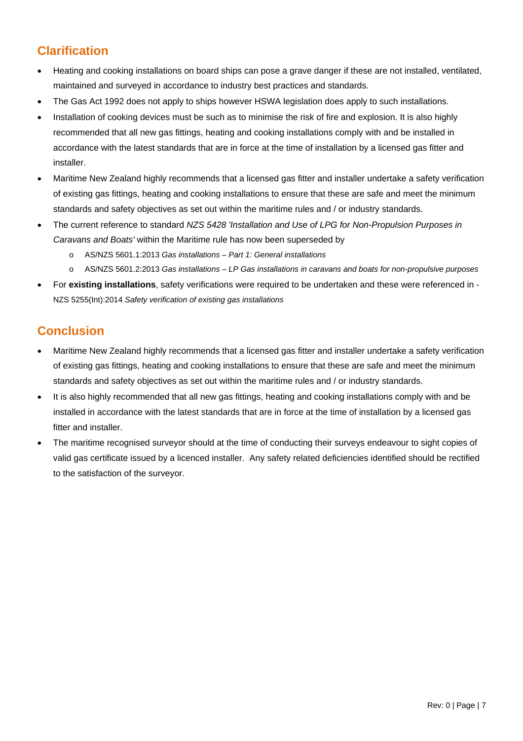## Clarification

- Heating and cooking installations on board ships can pose a grave danger if these are not installed, ventilated, maintained and surveyed in accordance to industry best practices and standards.
- The Gas Act 1992 does not apply to ships however HSWA legislation does apply to such installations.
- Installation of cooking devices must be such as to minimise the risk of fire and explosion. It is also highly recommended that all new gas fittings, heating and cooking installations comply with and be installed in accordance with the latest standards that are in force at the time of installation by a licensed gas fitter and installer.
- Maritime New Zealand highly recommends that a licensed gas fitter and installer undertake a safety verification of existing gas fittings, heating and cooking installations to ensure that these are safe and meet the minimum standards and safety objectives as set out within the maritime rules and / or industry standards.
- The current reference to standard *NZS 5428 'Installation and Use of LPG for Non-Propulsion Purposes in Caravans and Boats'* within the Maritime rule has now been superseded by
  - AS/NZS 5601.1:2013 *Gas installations – Part 1: General installations*
  - AS/NZS 5601.2:2013 *Gas installations – LP Gas installations in caravans and boats for non-propulsive purposes*
- For **existing installations**, safety verifications were required to be undertaken and these were referenced in - NZS 5255(Int):2014 *Safety verification of existing gas installations*

## Conclusion

- Maritime New Zealand highly recommends that a licensed gas fitter and installer undertake a safety verification of existing gas fittings, heating and cooking installations to ensure that these are safe and meet the minimum standards and safety objectives as set out within the maritime rules and / or industry standards.
- It is also highly recommended that all new gas fittings, heating and cooking installations comply with and be installed in accordance with the latest standards that are in force at the time of installation by a licensed gas fitter and installer.
- The maritime recognised surveyor should at the time of conducting their surveys endeavour to sight copies of valid gas certificate issued by a licenced installer. Any safety related deficiencies identified should be rectified to the satisfaction of the surveyor.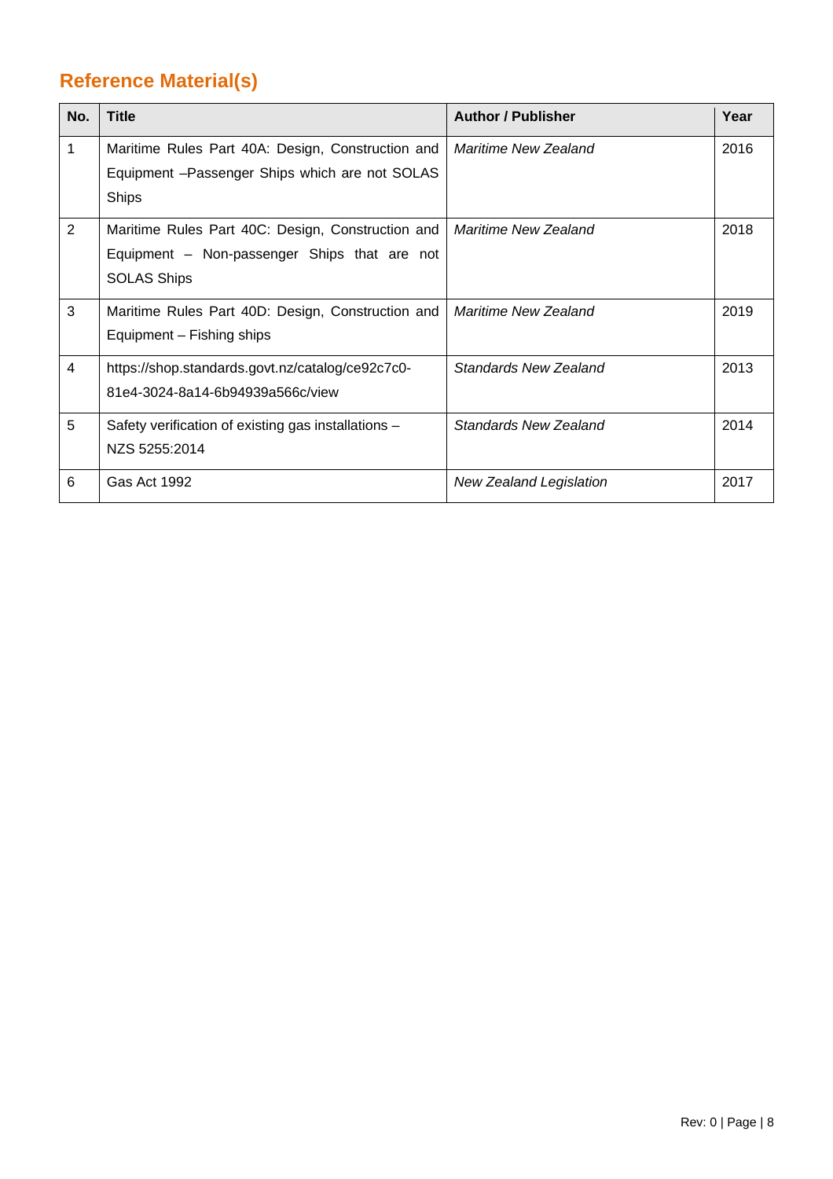## Reference Material(s)

| No. | Title | Author / Publisher | Year |
|---|---|---|---|
| 1 | Maritime Rules Part 40A: Design, Construction and Equipment –Passenger Ships which are not SOLAS Ships | *Maritime New Zealand* | 2016 |
| 2 | Maritime Rules Part 40C: Design, Construction and Equipment – Non-passenger Ships that are not SOLAS Ships | *Maritime New Zealand* | 2018 |
| 3 | Maritime Rules Part 40D: Design, Construction and Equipment – Fishing ships | *Maritime New Zealand* | 2019 |
| 4 | https://shop.standards.govt.nz/catalog/ce92c7c0-81e4-3024-8a14-6b94939a566c/view | *Standards New Zealand* | 2013 |
| 5 | Safety verification of existing gas installations – NZS 5255:2014 | *Standards New Zealand* | 2014 |
| 6 | Gas Act 1992 | *New Zealand Legislation* | 2017 |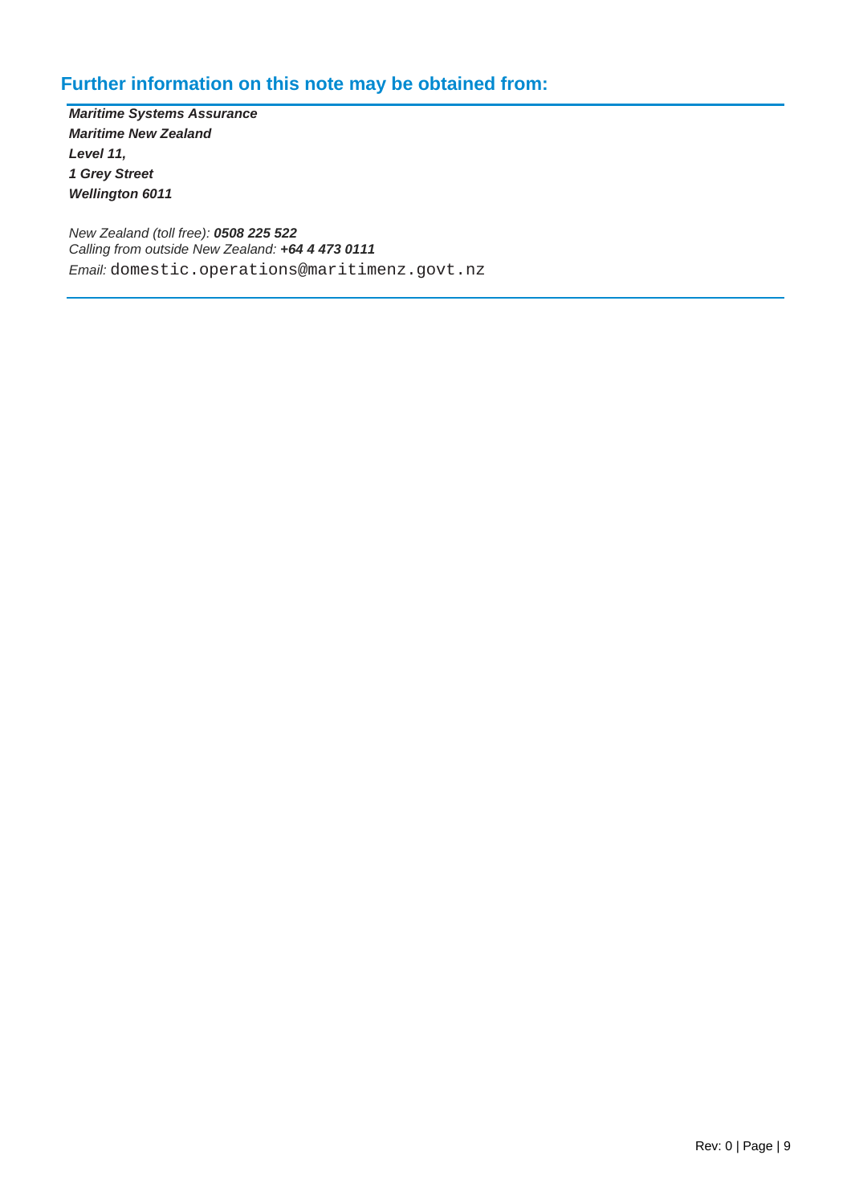## Further information on this note may be obtained from:

***Maritime Systems Assurance***
***Maritime New Zealand***
***Level 11,***
***1 Grey Street***
***Wellington 6011***

*New Zealand (toll free):* ***0508 225 522***
*Calling from outside New Zealand:* ***+64 4 473 0111***
*Email:* domestic.operations@maritimenz.govt.nz